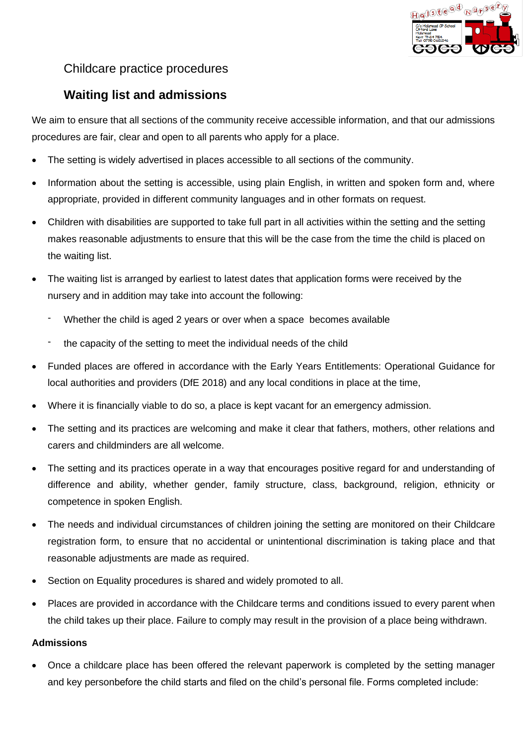Childcare practice procedures

## Waiting list and admissions

We aim to ensure that all sections of the community receive accessible information, and that our admissions procedures are fair, clear and open to all parents who apply for a place.

- The setting is widely advertised in places accessible to all sections of the community.
- Information about the setting is accessible, using plain English, in written and spoken form and, where appropriate, provided in different community languages and in other formats on request.
- Children with disabilities are supported to take full part in all activities within the setting and the setting makes reasonable adjustments to ensure that this will be the case from the time the child is placed on the waiting list.
- The waiting list is arranged by earliest to latest dates that application forms were received by the nursery and in addition may take into account the following:
  - Whether the child is aged 2 years or over when a space becomes available
  - the capacity of the setting to meet the individual needs of the child
- Funded places are offered in accordance with the Early Years Entitlements: Operational Guidance for local authorities and providers (DfE 2018) and any local conditions in place at the time,
- Where it is financially viable to do so, a place is kept vacant for an emergency admission.
- The setting and its practices are welcoming and make it clear that fathers, mothers, other relations and carers and childminders are all welcome.
- The setting and its practices operate in a way that encourages positive regard for and understanding of difference and ability, whether gender, family structure, class, background, religion, ethnicity or competence in spoken English.
- The needs and individual circumstances of children joining the setting are monitored on their Childcare registration form, to ensure that no accidental or unintentional discrimination is taking place and that reasonable adjustments are made as required.
- Section on Equality procedures is shared and widely promoted to all.
- Places are provided in accordance with the Childcare terms and conditions issued to every parent when the child takes up their place. Failure to comply may result in the provision of a place being withdrawn.

**Admissions**

- Once a childcare place has been offered the relevant paperwork is completed by the setting manager and key personbefore the child starts and filed on the child's personal file. Forms completed include: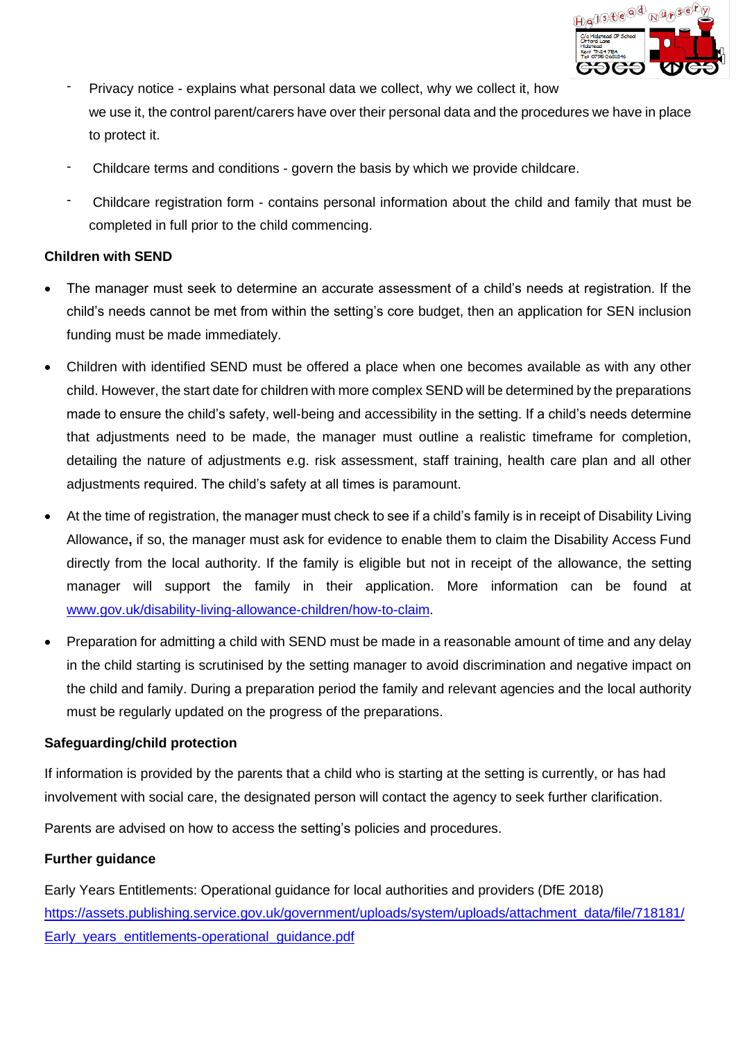- Privacy notice - explains what personal data we collect, why we collect it, how we use it, the control parent/carers have over their personal data and the procedures we have in place to protect it.
- Childcare terms and conditions - govern the basis by which we provide childcare.
- Childcare registration form - contains personal information about the child and family that must be completed in full prior to the child commencing.

**Children with SEND**

- The manager must seek to determine an accurate assessment of a child's needs at registration. If the child's needs cannot be met from within the setting's core budget, then an application for SEN inclusion funding must be made immediately.
- Children with identified SEND must be offered a place when one becomes available as with any other child. However, the start date for children with more complex SEND will be determined by the preparations made to ensure the child's safety, well-being and accessibility in the setting. If a child's needs determine that adjustments need to be made, the manager must outline a realistic timeframe for completion, detailing the nature of adjustments e.g. risk assessment, staff training, health care plan and all other adjustments required. The child's safety at all times is paramount.
- At the time of registration, the manager must check to see if a child's family is in receipt of Disability Living Allowance**,** if so, the manager must ask for evidence to enable them to claim the Disability Access Fund directly from the local authority. If the family is eligible but not in receipt of the allowance, the setting manager will support the family in their application. More information can be found at www.gov.uk/disability-living-allowance-children/how-to-claim.
- Preparation for admitting a child with SEND must be made in a reasonable amount of time and any delay in the child starting is scrutinised by the setting manager to avoid discrimination and negative impact on the child and family. During a preparation period the family and relevant agencies and the local authority must be regularly updated on the progress of the preparations.

**Safeguarding/child protection**

If information is provided by the parents that a child who is starting at the setting is currently, or has had involvement with social care, the designated person will contact the agency to seek further clarification.

Parents are advised on how to access the setting's policies and procedures.

**Further guidance**

Early Years Entitlements: Operational guidance for local authorities and providers (DfE 2018)
https://assets.publishing.service.gov.uk/government/uploads/system/uploads/attachment_data/file/718181/Early_years_entitlements-operational_guidance.pdf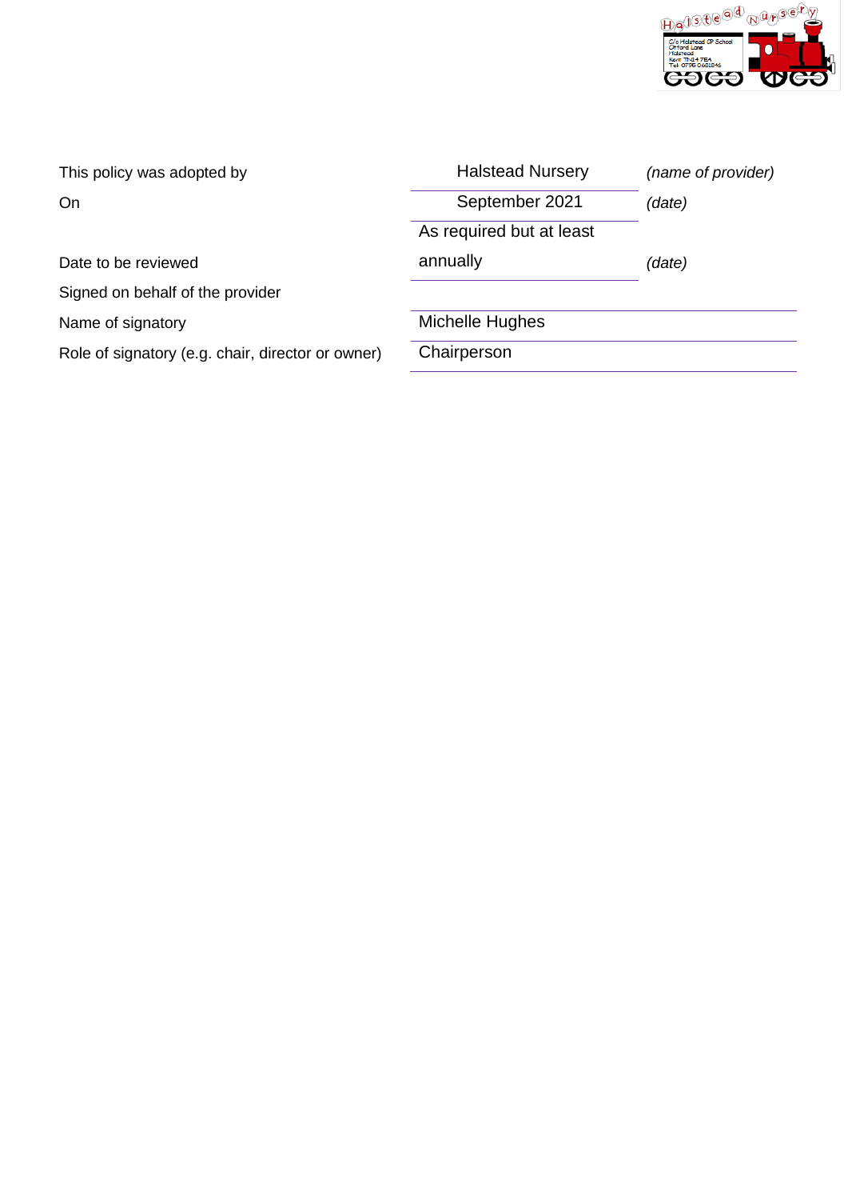| | | |
|---|---|---|
| This policy was adopted by | Halstead Nursery | *(name of provider)* |
| On | September 2021 | *(date)* |
| Date to be reviewed | As required but at least annually | *(date)* |
| Signed on behalf of the provider | | |
| Name of signatory | Michelle Hughes | |
| Role of signatory (e.g. chair, director or owner) | Chairperson | |